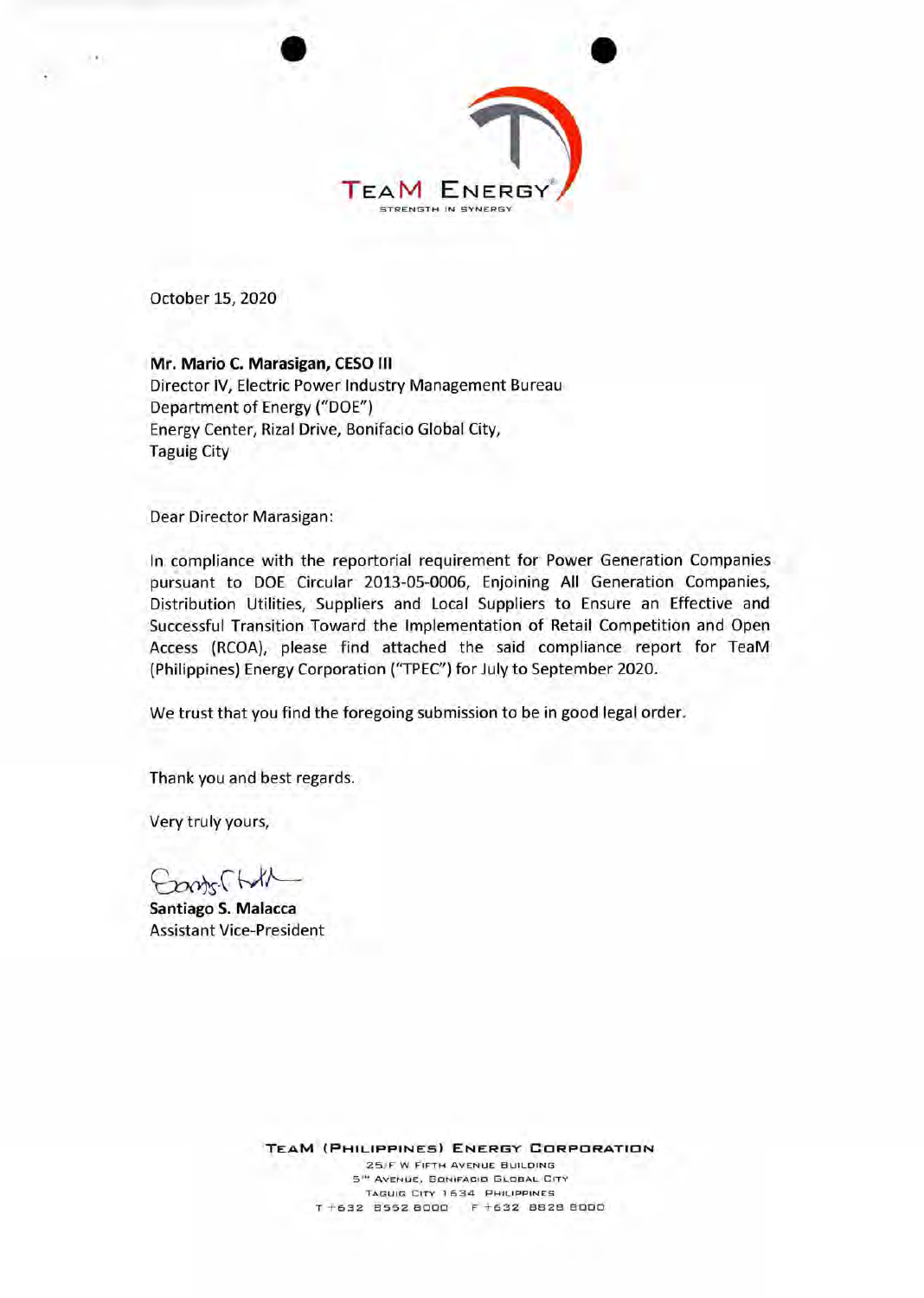TEAM ENERGY
STRENGTH IN SYNERGY

October 15, 2020

**Mr. Mario C. Marasigan, CESO III**
Director IV, Electric Power Industry Management Bureau
Department of Energy ("DOE")
Energy Center, Rizal Drive, Bonifacio Global City,
Taguig City

Dear Director Marasigan:

In compliance with the reportorial requirement for Power Generation Companies pursuant to DOE Circular 2013-05-0006, Enjoining All Generation Companies, Distribution Utilities, Suppliers and Local Suppliers to Ensure an Effective and Successful Transition Toward the Implementation of Retail Competition and Open Access (RCOA), please find attached the said compliance report for TeaM (Philippines) Energy Corporation ("TPEC") for July to September 2020.

We trust that you find the foregoing submission to be in good legal order.

Thank you and best regards.

Very truly yours,

**Santiago S. Malacca**
Assistant Vice-President

**TEAM (PHILIPPINES) ENERGY CORPORATION**
25/F W Fifth Avenue Building
5th Avenue, Bonifacio Global City
Taguig City 1634 Philippines
T +632 8552 8000 F +632 8828 8000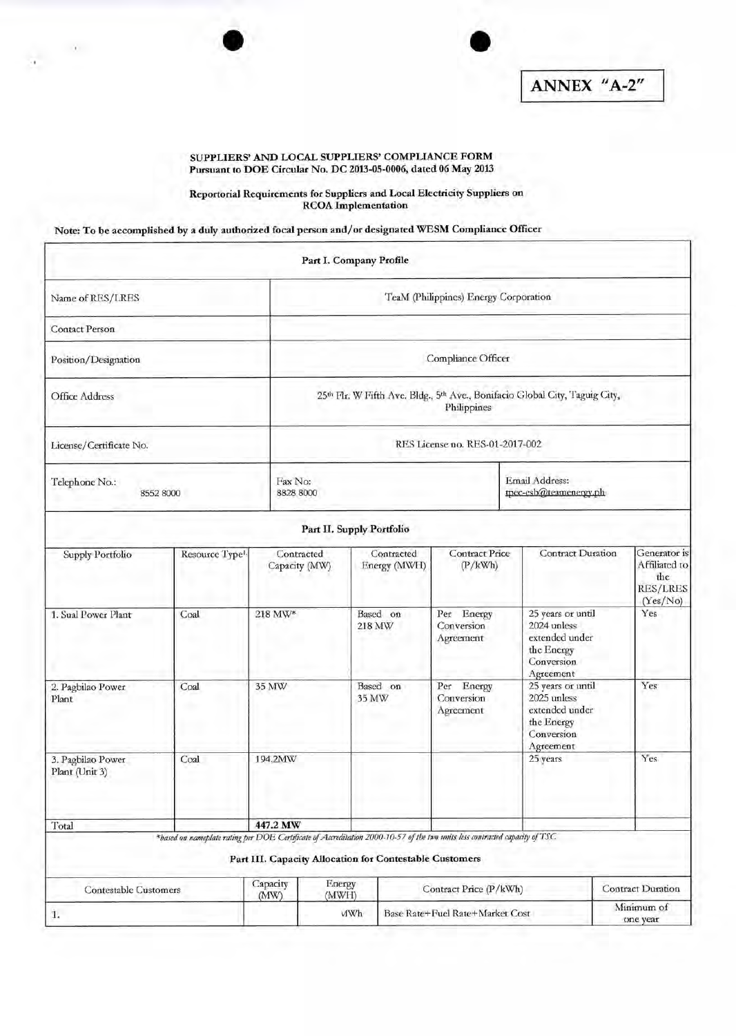**ANNEX "A-2"**

**SUPPLIERS' AND LOCAL SUPPLIERS' COMPLIANCE FORM**
**Pursuant to DOE Circular No. DC 2013-05-0006, dated 06 May 2013**

**Reportorial Requirements for Suppliers and Local Electricity Suppliers on RCOA Implementation**

**Note: To be accomplished by a duly authorized focal person and/or designated WESM Compliance Officer**

| **Part I. Company Profile** | | |
|---|---|---|
| Name of RES/LRES | TeaM (Philippines) Energy Corporation | |
| Contact Person | | |
| Position/Designation | Compliance Officer | |
| Office Address | 25th Flr. W Fifth Ave. Bldg., 5th Ave., Bonifacio Global City, Taguig City, Philippines | |
| License/Certificate No. | RES License no. RES-01-2017-002 | |
| Telephone No.: 8552 8000 | Fax No: 8828 8000 | Email Address: tpec-esb@teamenergy.ph |

**Part II. Supply Portfolio**

| Supply Portfolio | Resource Type[1] | Contracted Capacity (MW) | Contracted Energy (MWH) | Contract Price (P/kWh) | Contract Duration | Generator is Affiliated to the RES/LRES (Yes/No) |
|---|---|---|---|---|---|---|
| 1. Sual Power Plant | Coal | 218 MW* | Based on 218 MW | Per Energy Conversion Agreement | 25 years or until 2024 unless extended under the Energy Conversion Agreement | Yes |
| 2. Pagbilao Power Plant | Coal | 35 MW | Based on 35 MW | Per Energy Conversion Agreement | 25 years or until 2025 unless extended under the Energy Conversion Agreement | Yes |
| 3. Pagbilao Power Plant (Unit 3) | Coal | 194.2MW | | | 25 years | Yes |
| Total | | **447.2 MW** | | | | |

*\*based on nameplate rating per DOE Certificate of Accreditation 2000-10-57 of the two units less contracted capacity of TSC*

**Part III. Capacity Allocation for Contestable Customers**

| Contestable Customers | Capacity (MW) | Energy (MWH) | Contract Price (P/kWh) | Contract Duration |
|---|---|---|---|---|
| 1. | | MWh | Base Rate+Fuel Rate+Market Cost | Minimum of one year |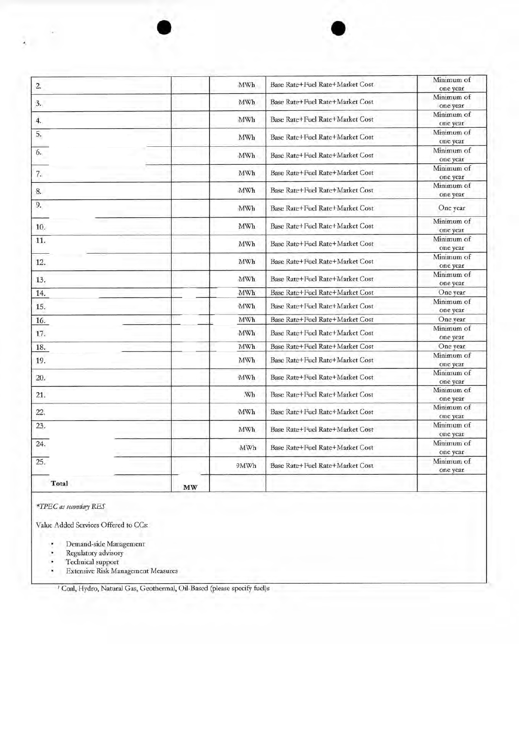| | | | | |
|---|---|---|---|---|
| 2. | | MWh | Base Rate+Fuel Rate+Market Cost | Minimum of one year |
| 3. | | MWh | Base Rate+Fuel Rate+Market Cost | Minimum of one year |
| 4. | | MWh | Base Rate+Fuel Rate+Market Cost | Minimum of one year |
| 5. | | MWh | Base Rate+Fuel Rate+Market Cost | Minimum of one year |
| 6. | | MWh | Base Rate+Fuel Rate+Market Cost | Minimum of one year |
| 7. | | MWh | Base Rate+Fuel Rate+Market Cost | Minimum of one year |
| 8. | | MWh | Base Rate+Fuel Rate+Market Cost | Minimum of one year |
| 9. | | MWh | Base Rate+Fuel Rate+Market Cost | One year |
| 10. | | MWh | Base Rate+Fuel Rate+Market Cost | Minimum of one year |
| 11. | | MWh | Base Rate+Fuel Rate+Market Cost | Minimum of one year |
| 12. | | MWh | Base Rate+Fuel Rate+Market Cost | Minimum of one year |
| 13. | | MWh | Base Rate+Fuel Rate+Market Cost | Minimum of one year |
| 14. | | MWh | Base Rate+Fuel Rate+Market Cost | One year |
| 15. | | MWh | Base Rate+Fuel Rate+Market Cost | Minimum of one year |
| 16. | | MWh | Base Rate+Fuel Rate+Market Cost | One year |
| 17. | | MWh | Base Rate+Fuel Rate+Market Cost | Minimum of one year |
| 18. | | MWh | Base Rate+Fuel Rate+Market Cost | One year |
| 19. | | MWh | Base Rate+Fuel Rate+Market Cost | Minimum of one year |
| 20. | | MWh | Base Rate+Fuel Rate+Market Cost | Minimum of one year |
| 21. | | Wh | Base Rate+Fuel Rate+Market Cost | Minimum of one year |
| 22. | | MWh | Base Rate+Fuel Rate+Market Cost | Minimum of one year |
| 23. | | MWh | Base Rate+Fuel Rate+Market Cost | Minimum of one year |
| 24. | | MWh | Base Rate+Fuel Rate+Market Cost | Minimum of one year |
| 25. | | 9MWh | Base Rate+Fuel Rate+Market Cost | Minimum of one year |
| **Total** | **MW** | | | |

*\*TPEC as secondary RES*

Value Added Services Offered to CCs:

- Demand-side Management
- Regulatory advisory
- Technical support
- Extensive Risk Management Measures

[1] Coal, Hydro, Natural Gas, Geothermal, Oil-Based (please specify fuel)s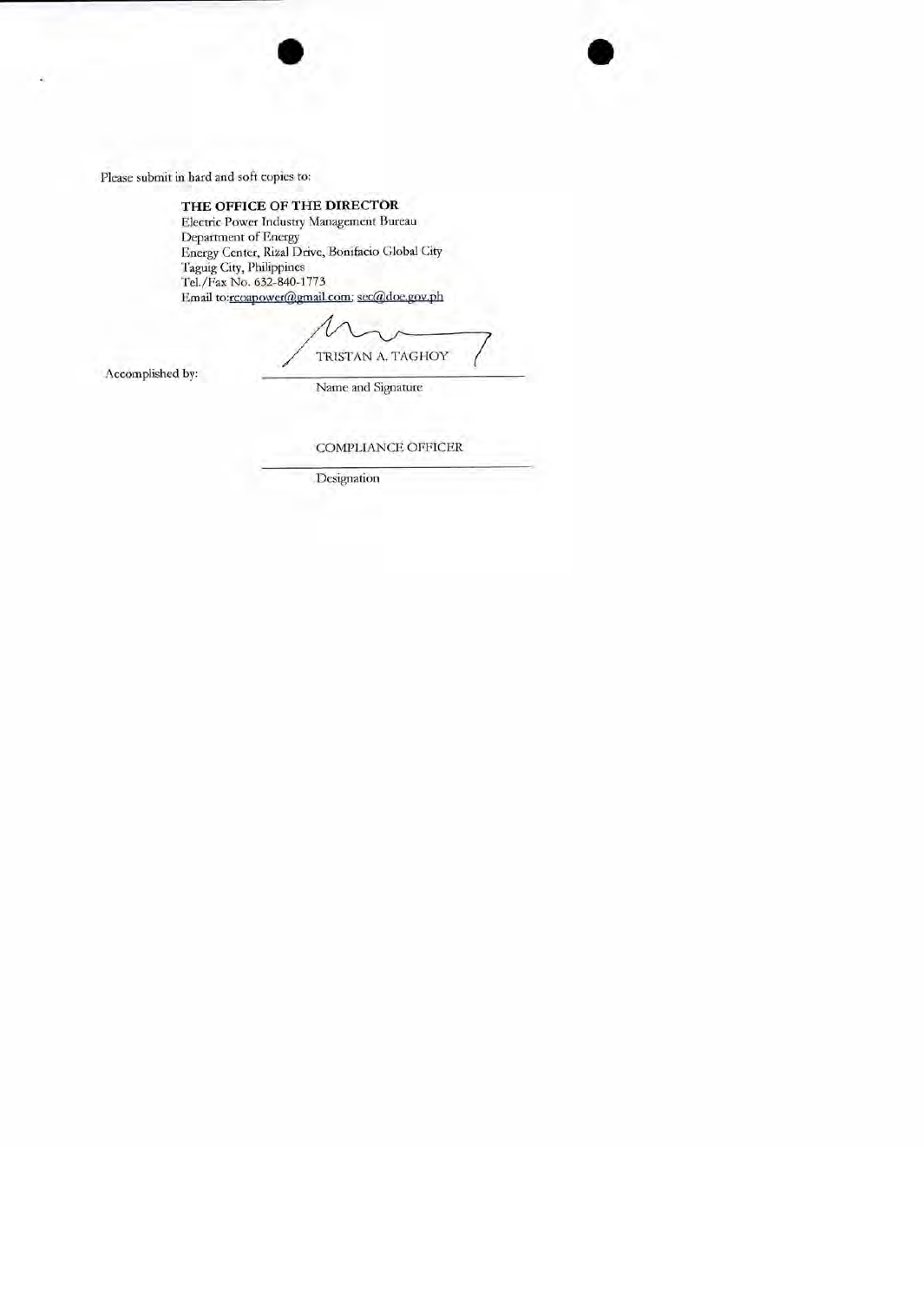Please submit in hard and soft copies to:

**THE OFFICE OF THE DIRECTOR**
Electric Power Industry Management Bureau
Department of Energy
Energy Center, Rizal Drive, Bonifacio Global City
Taguig City, Philippines
Tel./Fax No. 632-840-1773
Email to: rcoapower@gmail.com; sec@doe.gov.ph

Accomplished by: TRISTAN A. TAGHOY

Name and Signature

COMPLIANCE OFFICER

Designation